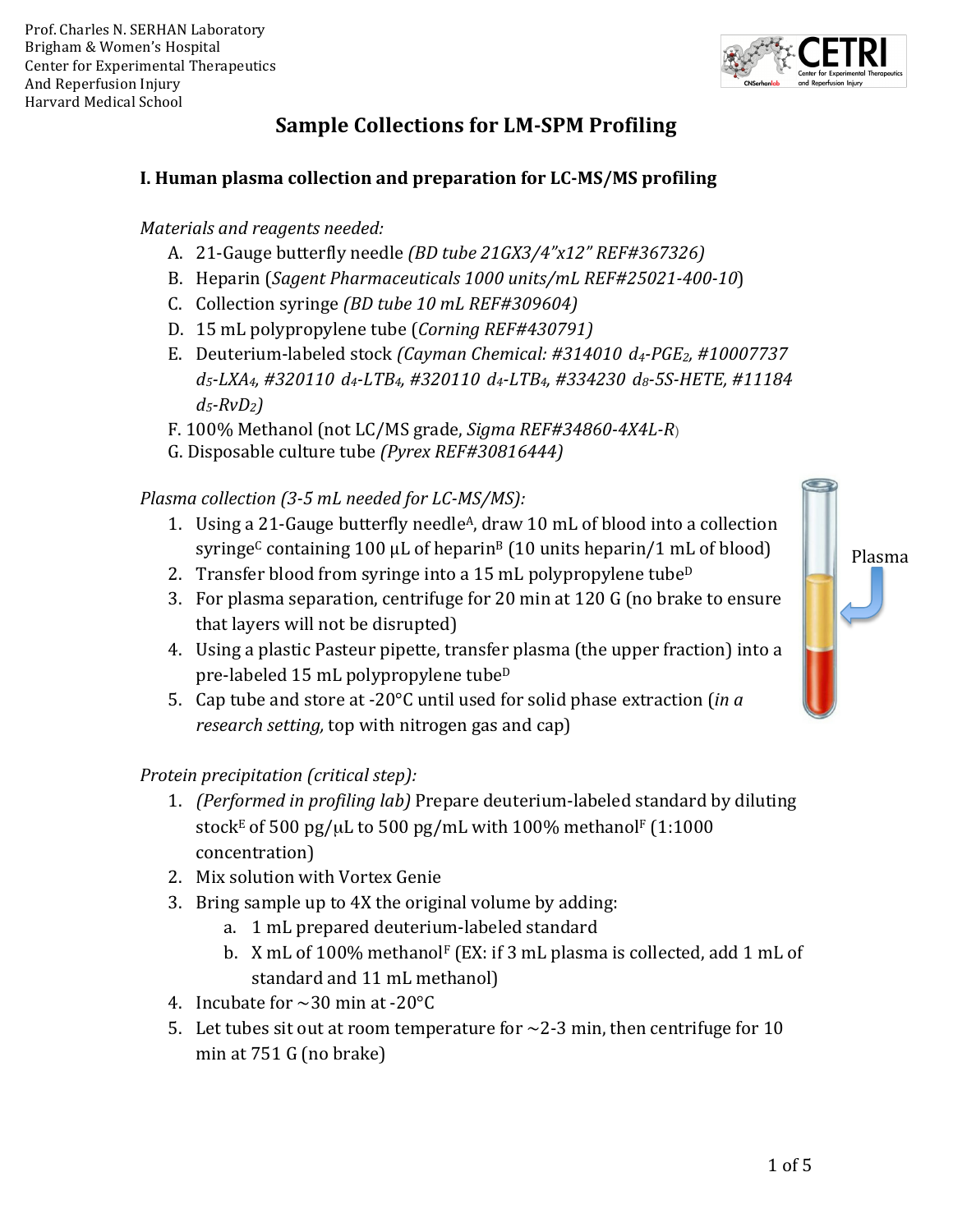Prof. Charles N. SERHAN Laboratory
Brigham & Women's Hospital
Center for Experimental Therapeutics
And Reperfusion Injury
Harvard Medical School

# Sample Collections for LM-SPM Profiling

## I. Human plasma collection and preparation for LC-MS/MS profiling

*Materials and reagents needed:*

A. 21-Gauge butterfly needle *(BD tube 21GX3/4"x12" REF#367326)*
B. Heparin (*Sagent Pharmaceuticals 1000 units/mL REF#25021-400-10*)
C. Collection syringe *(BD tube 10 mL REF#309604)*
D. 15 mL polypropylene tube (*Corning REF#430791)*
E. Deuterium-labeled stock *(Cayman Chemical: #314010 $d_4$-$PGE_2$, #10007737 $d_5$-$LXA_4$, #320110 $d_4$-$LTB_4$, #320110 $d_4$-$LTB_4$, #334230 $d_8$-5S-HETE, #11184 $d_5$-$RvD_2$)*
F. 100% Methanol (not LC/MS grade, *Sigma REF#34860-4X4L-R*)
G. Disposable culture tube *(Pyrex REF#30816444)*

*Plasma collection (3-5 mL needed for LC-MS/MS):*

1. Using a 21-Gauge butterfly needle[A], draw 10 mL of blood into a collection syringe[C] containing 100 µL of heparin[B] (10 units heparin/1 mL of blood)
2. Transfer blood from syringe into a 15 mL polypropylene tube[D]
3. For plasma separation, centrifuge for 20 min at 120 G (no brake to ensure that layers will not be disrupted)
4. Using a plastic Pasteur pipette, transfer plasma (the upper fraction) into a pre-labeled 15 mL polypropylene tube[D]
5. Cap tube and store at -20°C until used for solid phase extraction (*in a research setting,* top with nitrogen gas and cap)

Plasma

*Protein precipitation (critical step):*

1. *(Performed in profiling lab)* Prepare deuterium-labeled standard by diluting stock[E] of 500 pg/µL to 500 pg/mL with 100% methanol[F] (1:1000 concentration)
2. Mix solution with Vortex Genie
3. Bring sample up to 4X the original volume by adding:
   a. 1 mL prepared deuterium-labeled standard
   b. X mL of 100% methanol[F] (EX: if 3 mL plasma is collected, add 1 mL of standard and 11 mL methanol)
4. Incubate for ~30 min at -20°C
5. Let tubes sit out at room temperature for ~2-3 min, then centrifuge for 10 min at 751 G (no brake)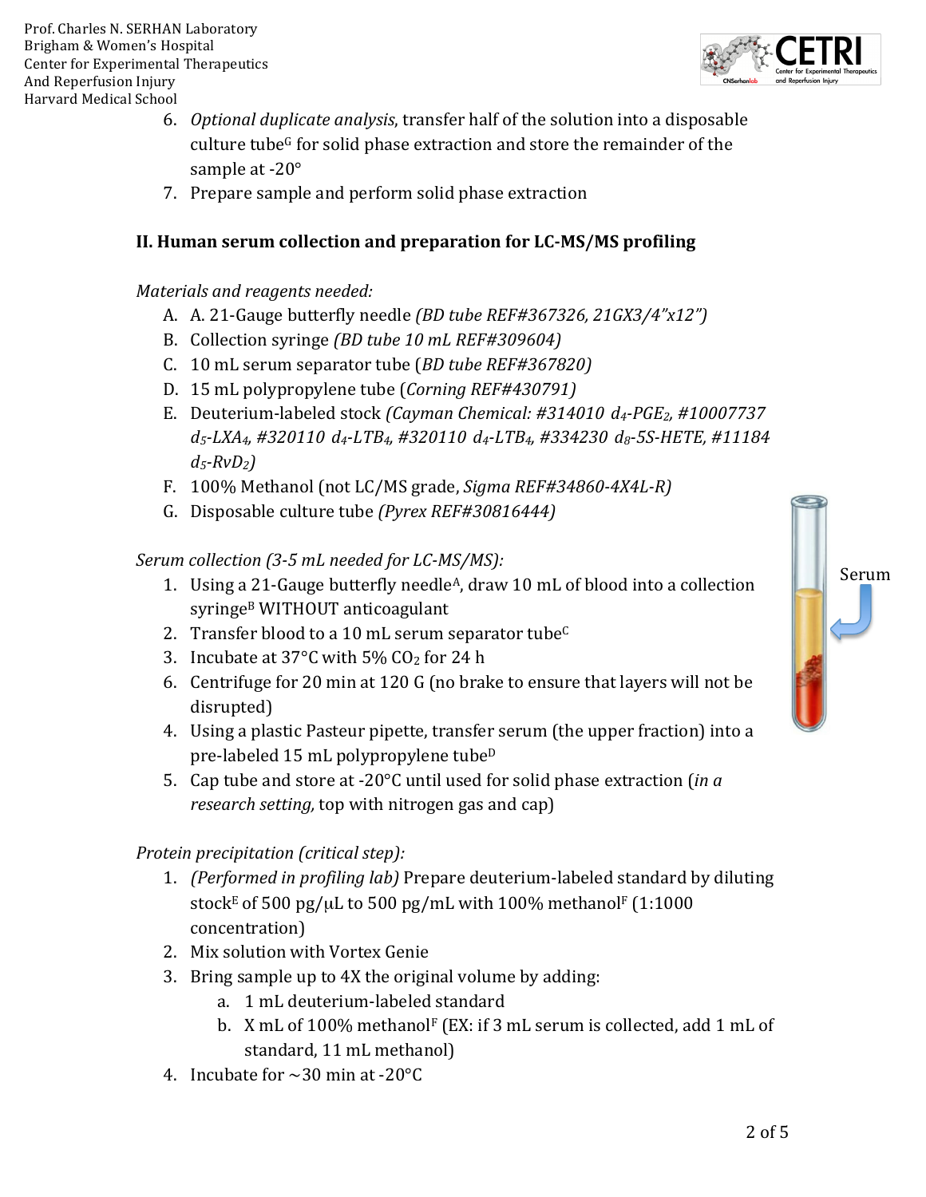6. *Optional duplicate analysis*, transfer half of the solution into a disposable culture tube[G] for solid phase extraction and store the remainder of the sample at -20°
7. Prepare sample and perform solid phase extraction

## II. Human serum collection and preparation for LC-MS/MS profiling

*Materials and reagents needed:*

A. A. 21-Gauge butterfly needle *(BD tube REF#367326, 21GX3/4"x12")*
B. Collection syringe *(BD tube 10 mL REF#309604)*
C. 10 mL serum separator tube (*BD tube REF#367820)*
D. 15 mL polypropylene tube (*Corning REF#430791)*
E. Deuterium-labeled stock *(Cayman Chemical: #314010 $d_4$-$PGE_2$, #10007737 $d_5$-$LXA_4$, #320110 $d_4$-$LTB_4$, #320110 $d_4$-$LTB_4$, #334230 $d_8$-5S-HETE, #11184 $d_5$-$RvD_2$)*
F. 100% Methanol (not LC/MS grade, *Sigma REF#34860-4X4L-R)*
G. Disposable culture tube *(Pyrex REF#30816444)*

*Serum collection (3-5 mL needed for LC-MS/MS):*

1. Using a 21-Gauge butterfly needle[A], draw 10 mL of blood into a collection syringe[B] WITHOUT anticoagulant
2. Transfer blood to a 10 mL serum separator tube[C]
3. Incubate at 37°C with 5% $CO_2$ for 24 h
6. Centrifuge for 20 min at 120 G (no brake to ensure that layers will not be disrupted)
4. Using a plastic Pasteur pipette, transfer serum (the upper fraction) into a pre-labeled 15 mL polypropylene tube[D]
5. Cap tube and store at -20°C until used for solid phase extraction (*in a research setting,* top with nitrogen gas and cap)

Serum

*Protein precipitation (critical step):*

1. *(Performed in profiling lab)* Prepare deuterium-labeled standard by diluting stock[E] of 500 pg/μL to 500 pg/mL with 100% methanol[F] (1:1000 concentration)
2. Mix solution with Vortex Genie
3. Bring sample up to 4X the original volume by adding:
   a. 1 mL deuterium-labeled standard
   b. X mL of 100% methanol[F] (EX: if 3 mL serum is collected, add 1 mL of standard, 11 mL methanol)
4. Incubate for ~30 min at -20°C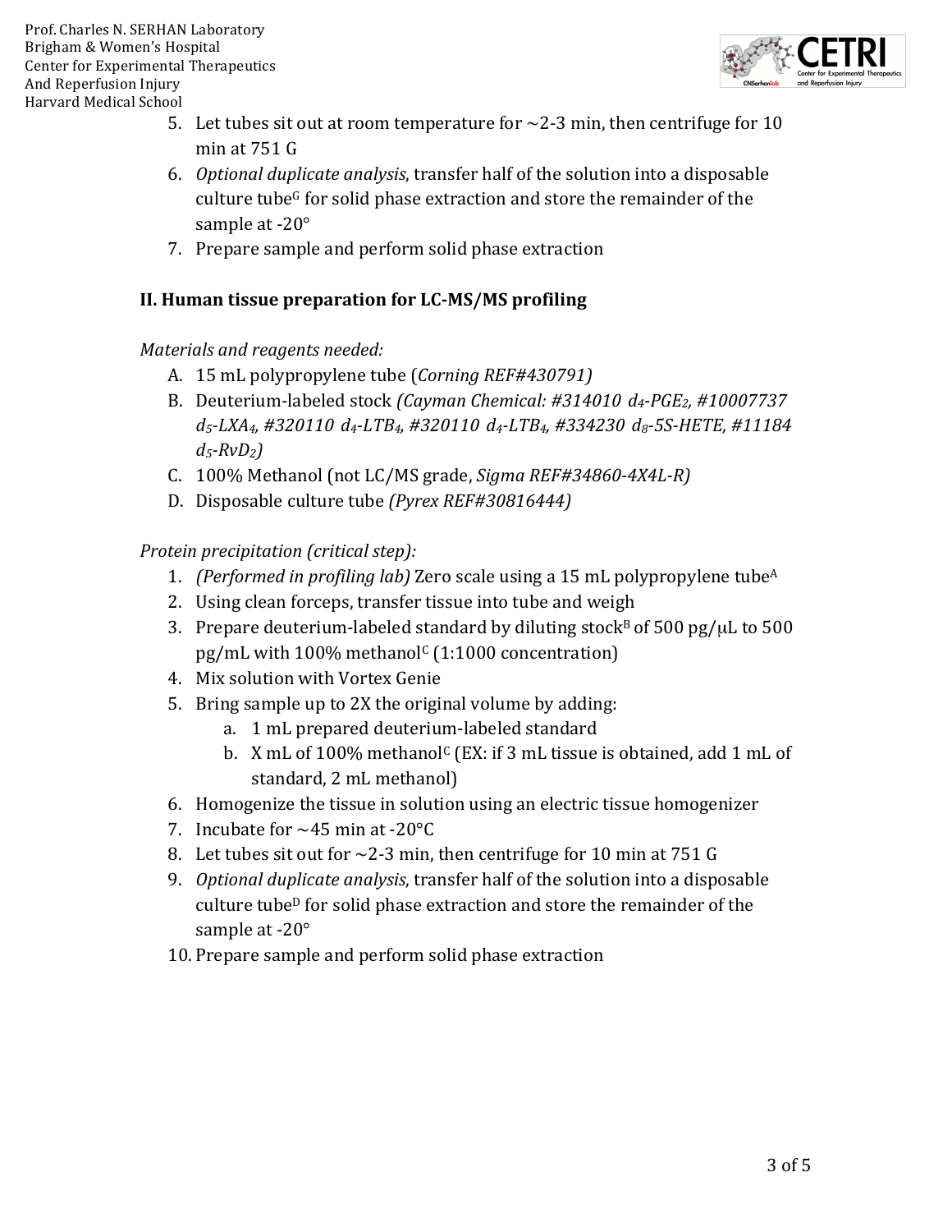5. Let tubes sit out at room temperature for ~2-3 min, then centrifuge for 10 min at 751 G
6. *Optional duplicate analysis*, transfer half of the solution into a disposable culture tube[G] for solid phase extraction and store the remainder of the sample at -20°
7. Prepare sample and perform solid phase extraction

### II. Human tissue preparation for LC-MS/MS profiling

*Materials and reagents needed:*

A. 15 mL polypropylene tube (*Corning REF#430791)*
B. Deuterium-labeled stock *(Cayman Chemical: #314010 $d_4$-PGE$_2$, #10007737 $d_5$-LXA$_4$, #320110 $d_4$-LTB$_4$, #320110 $d_4$-LTB$_4$, #334230 $d_8$-5S-HETE, #11184 $d_5$-RvD$_2$)*
C. 100% Methanol (not LC/MS grade, *Sigma REF#34860-4X4L-R)*
D. Disposable culture tube *(Pyrex REF#30816444)*

*Protein precipitation (critical step):*

1. *(Performed in profiling lab)* Zero scale using a 15 mL polypropylene tube[A]
2. Using clean forceps, transfer tissue into tube and weigh
3. Prepare deuterium-labeled standard by diluting stock[B] of 500 pg/μL to 500 pg/mL with 100% methanol[C] (1:1000 concentration)
4. Mix solution with Vortex Genie
5. Bring sample up to 2X the original volume by adding:
   a. 1 mL prepared deuterium-labeled standard
   b. X mL of 100% methanol[C] (EX: if 3 mL tissue is obtained, add 1 mL of standard, 2 mL methanol)
6. Homogenize the tissue in solution using an electric tissue homogenizer
7. Incubate for ~45 min at -20°C
8. Let tubes sit out for ~2-3 min, then centrifuge for 10 min at 751 G
9. *Optional duplicate analysis*, transfer half of the solution into a disposable culture tube[D] for solid phase extraction and store the remainder of the sample at -20°
10. Prepare sample and perform solid phase extraction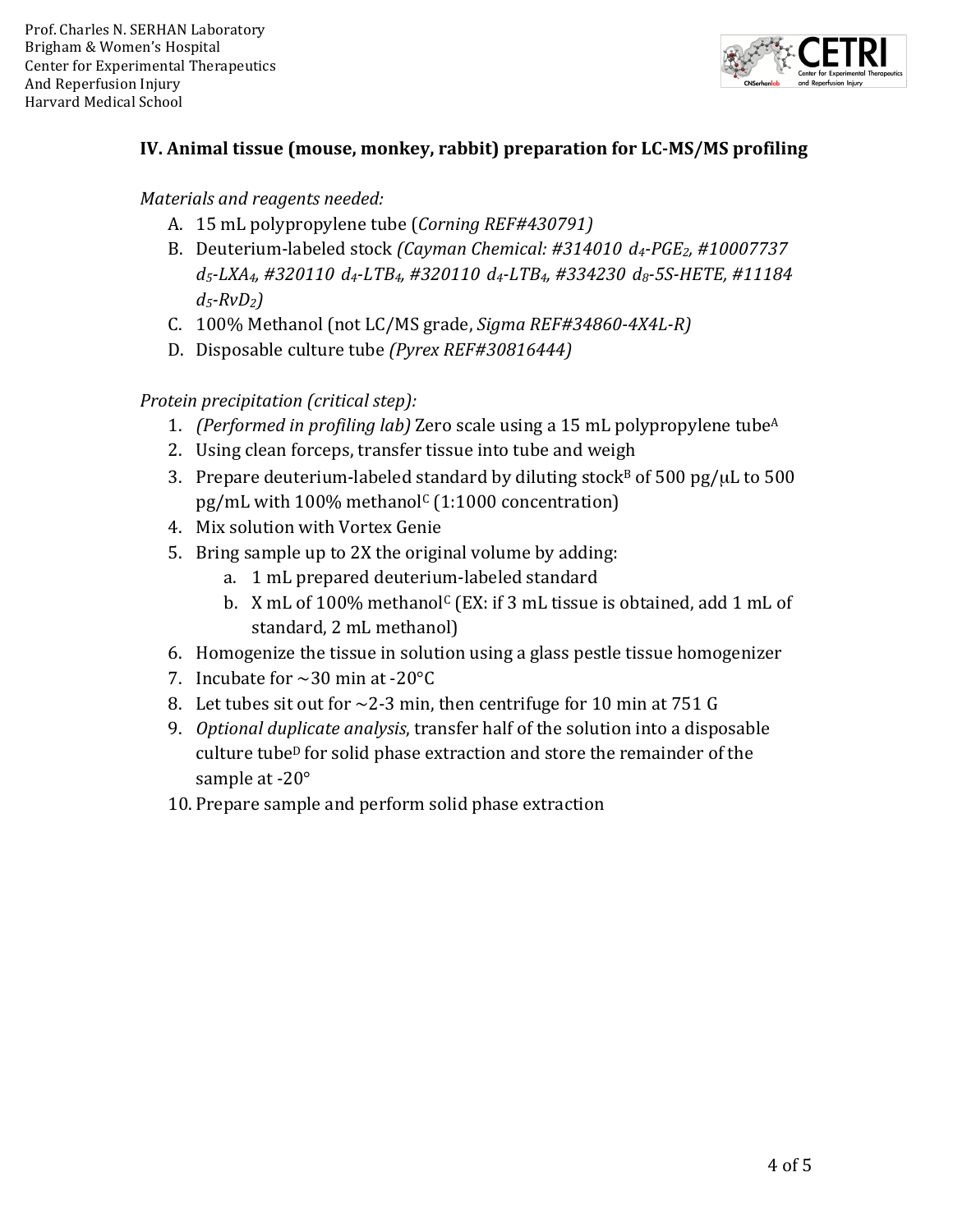### IV. Animal tissue (mouse, monkey, rabbit) preparation for LC-MS/MS profiling

*Materials and reagents needed:*

A. 15 mL polypropylene tube (*Corning REF#430791)*
B. Deuterium-labeled stock *(Cayman Chemical: #314010 $d_4$-$PGE_2$, #10007737 $d_5$-$LXA_4$, #320110 $d_4$-$LTB_4$, #320110 $d_4$-$LTB_4$, #334230 $d_8$-5S-HETE, #11184 $d_5$-$RvD_2$)*
C. 100% Methanol (not LC/MS grade, *Sigma REF#34860-4X4L-R)*
D. Disposable culture tube *(Pyrex REF#30816444)*

*Protein precipitation (critical step):*

1. *(Performed in profiling lab)* Zero scale using a 15 mL polypropylene tube[A]
2. Using clean forceps, transfer tissue into tube and weigh
3. Prepare deuterium-labeled standard by diluting stock[B] of 500 pg/μL to 500 pg/mL with 100% methanol[C] (1:1000 concentration)
4. Mix solution with Vortex Genie
5. Bring sample up to 2X the original volume by adding:
   a. 1 mL prepared deuterium-labeled standard
   b. X mL of 100% methanol[C] (EX: if 3 mL tissue is obtained, add 1 mL of standard, 2 mL methanol)
6. Homogenize the tissue in solution using a glass pestle tissue homogenizer
7. Incubate for ~30 min at -20°C
8. Let tubes sit out for ~2-3 min, then centrifuge for 10 min at 751 G
9. *Optional duplicate analysis*, transfer half of the solution into a disposable culture tube[D] for solid phase extraction and store the remainder of the sample at -20°
10. Prepare sample and perform solid phase extraction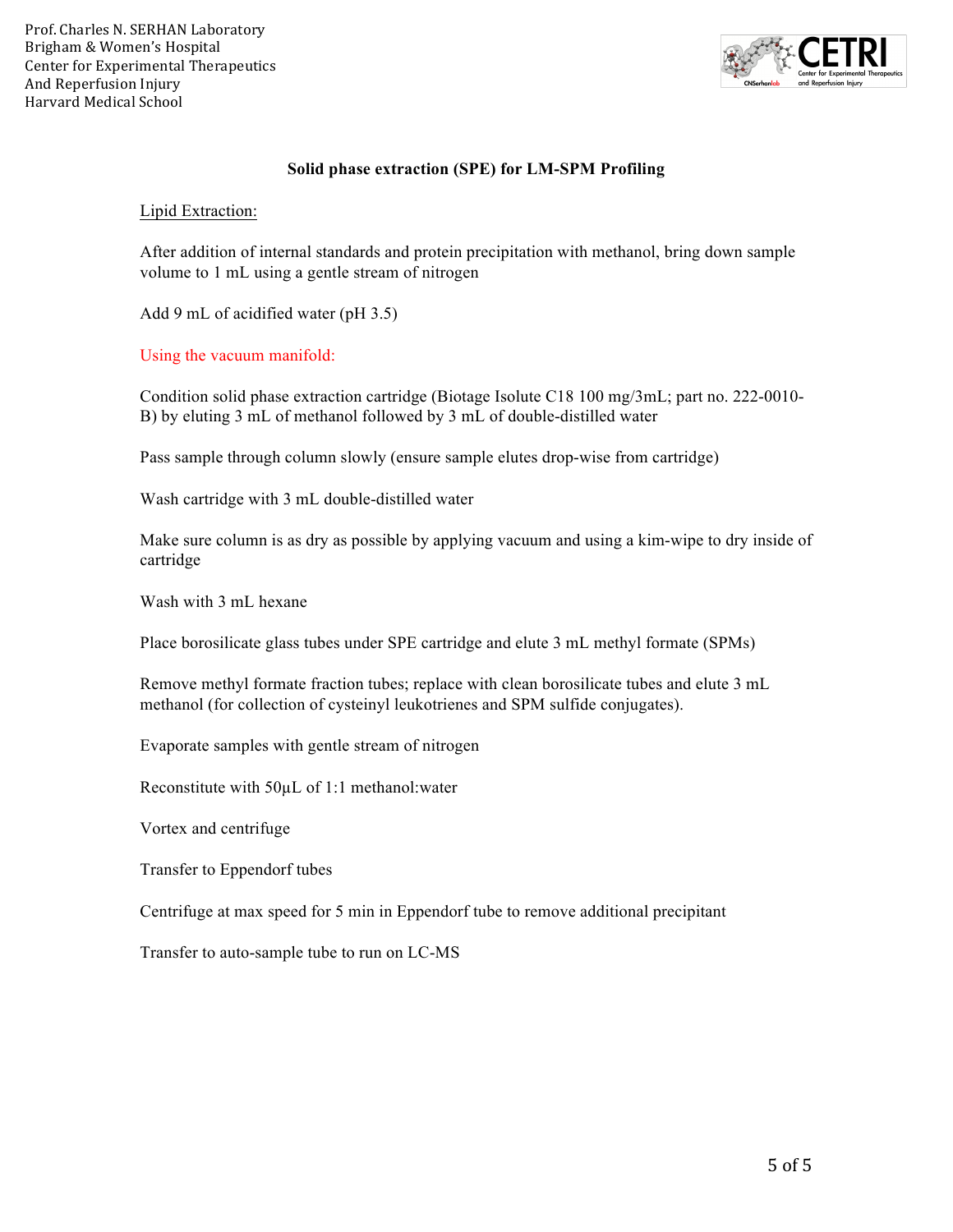Prof. Charles N. SERHAN Laboratory
Brigham & Women's Hospital
Center for Experimental Therapeutics
And Reperfusion Injury
Harvard Medical School

## Solid phase extraction (SPE) for LM-SPM Profiling

Lipid Extraction:

After addition of internal standards and protein precipitation with methanol, bring down sample volume to 1 mL using a gentle stream of nitrogen

Add 9 mL of acidified water (pH 3.5)

Using the vacuum manifold:

Condition solid phase extraction cartridge (Biotage Isolute C18 100 mg/3mL; part no. 222-0010-B) by eluting 3 mL of methanol followed by 3 mL of double-distilled water

Pass sample through column slowly (ensure sample elutes drop-wise from cartridge)

Wash cartridge with 3 mL double-distilled water

Make sure column is as dry as possible by applying vacuum and using a kim-wipe to dry inside of cartridge

Wash with 3 mL hexane

Place borosilicate glass tubes under SPE cartridge and elute 3 mL methyl formate (SPMs)

Remove methyl formate fraction tubes; replace with clean borosilicate tubes and elute 3 mL methanol (for collection of cysteinyl leukotrienes and SPM sulfide conjugates).

Evaporate samples with gentle stream of nitrogen

Reconstitute with 50μL of 1:1 methanol:water

Vortex and centrifuge

Transfer to Eppendorf tubes

Centrifuge at max speed for 5 min in Eppendorf tube to remove additional precipitant

Transfer to auto-sample tube to run on LC-MS